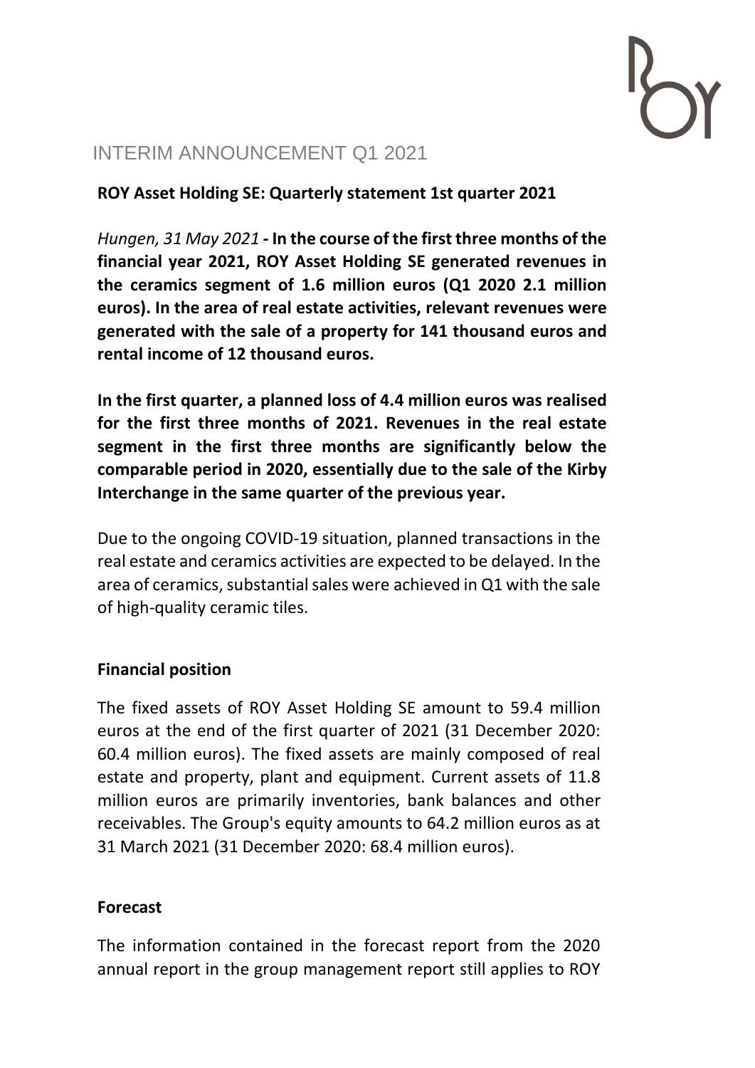# INTERIM ANNOUNCEMENT Q1 2021

**ROY Asset Holding SE: Quarterly statement 1st quarter 2021**

*Hungen, 31 May 2021* **- In the course of the first three months of the financial year 2021, ROY Asset Holding SE generated revenues in the ceramics segment of 1.6 million euros (Q1 2020 2.1 million euros). In the area of real estate activities, relevant revenues were generated with the sale of a property for 141 thousand euros and rental income of 12 thousand euros.**

**In the first quarter, a planned loss of 4.4 million euros was realised for the first three months of 2021. Revenues in the real estate segment in the first three months are significantly below the comparable period in 2020, essentially due to the sale of the Kirby Interchange in the same quarter of the previous year.**

Due to the ongoing COVID-19 situation, planned transactions in the real estate and ceramics activities are expected to be delayed. In the area of ceramics, substantial sales were achieved in Q1 with the sale of high-quality ceramic tiles.

## Financial position

The fixed assets of ROY Asset Holding SE amount to 59.4 million euros at the end of the first quarter of 2021 (31 December 2020: 60.4 million euros). The fixed assets are mainly composed of real estate and property, plant and equipment. Current assets of 11.8 million euros are primarily inventories, bank balances and other receivables. The Group's equity amounts to 64.2 million euros as at 31 March 2021 (31 December 2020: 68.4 million euros).

## Forecast

The information contained in the forecast report from the 2020 annual report in the group management report still applies to ROY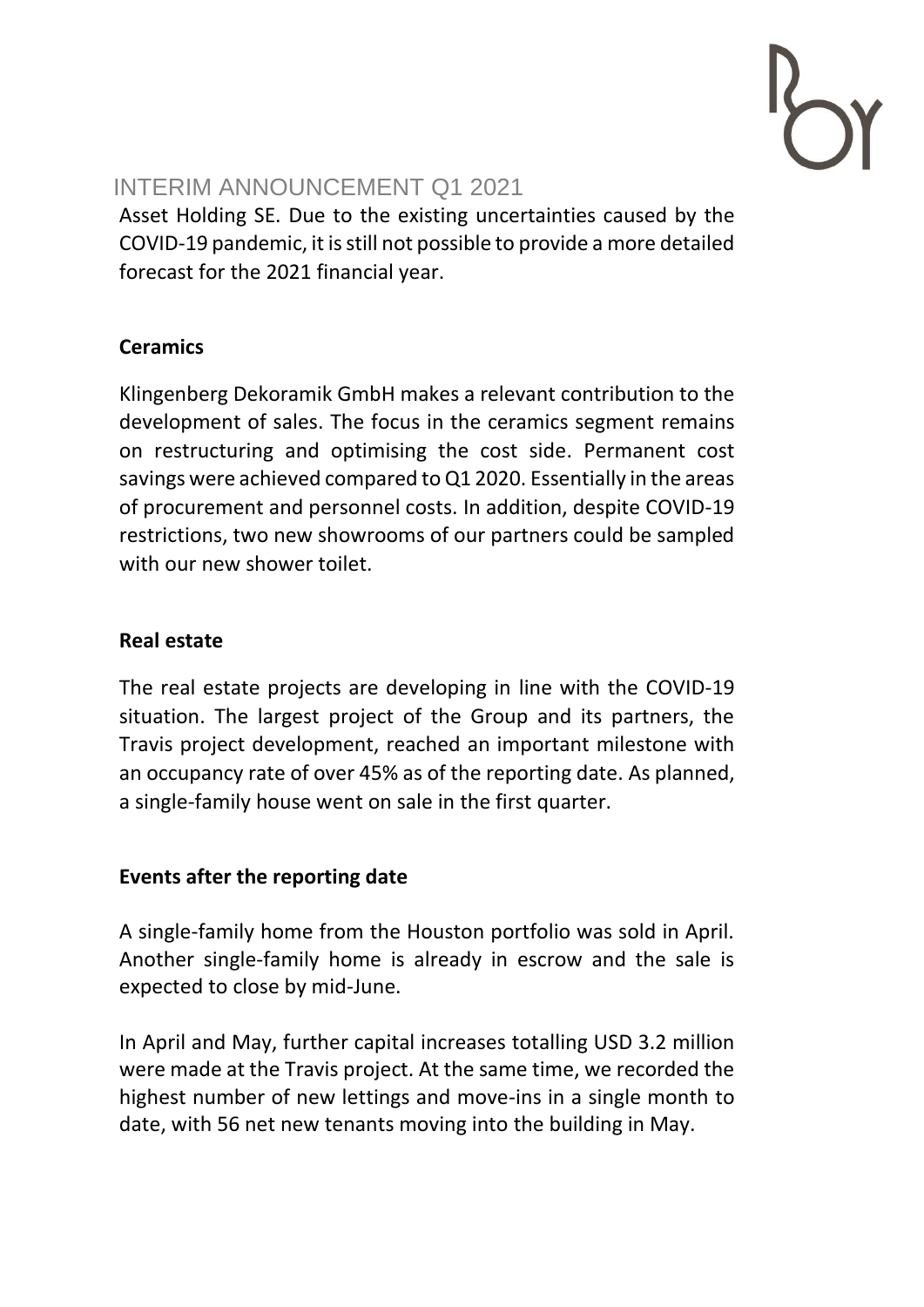Asset Holding SE. Due to the existing uncertainties caused by the COVID-19 pandemic, it is still not possible to provide a more detailed forecast for the 2021 financial year.

**Ceramics**

Klingenberg Dekoramik GmbH makes a relevant contribution to the development of sales. The focus in the ceramics segment remains on restructuring and optimising the cost side. Permanent cost savings were achieved compared to Q1 2020. Essentially in the areas of procurement and personnel costs. In addition, despite COVID-19 restrictions, two new showrooms of our partners could be sampled with our new shower toilet.

**Real estate**

The real estate projects are developing in line with the COVID-19 situation. The largest project of the Group and its partners, the Travis project development, reached an important milestone with an occupancy rate of over 45% as of the reporting date. As planned, a single-family house went on sale in the first quarter.

**Events after the reporting date**

A single-family home from the Houston portfolio was sold in April. Another single-family home is already in escrow and the sale is expected to close by mid-June.

In April and May, further capital increases totalling USD 3.2 million were made at the Travis project. At the same time, we recorded the highest number of new lettings and move-ins in a single month to date, with 56 net new tenants moving into the building in May.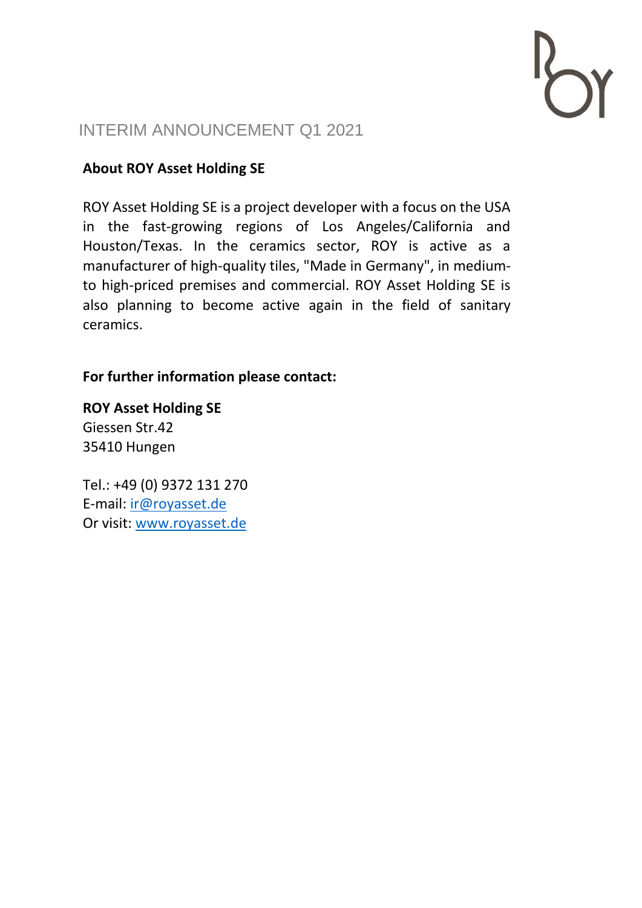INTERIM ANNOUNCEMENT Q1 2021

**About ROY Asset Holding SE**

ROY Asset Holding SE is a project developer with a focus on the USA in the fast-growing regions of Los Angeles/California and Houston/Texas. In the ceramics sector, ROY is active as a manufacturer of high-quality tiles, "Made in Germany", in medium- to high-priced premises and commercial. ROY Asset Holding SE is also planning to become active again in the field of sanitary ceramics.

**For further information please contact:**

**ROY Asset Holding SE**
Giessen Str.42
35410 Hungen

Tel.: +49 (0) 9372 131 270
E-mail: ir@royasset.de
Or visit: www.royasset.de